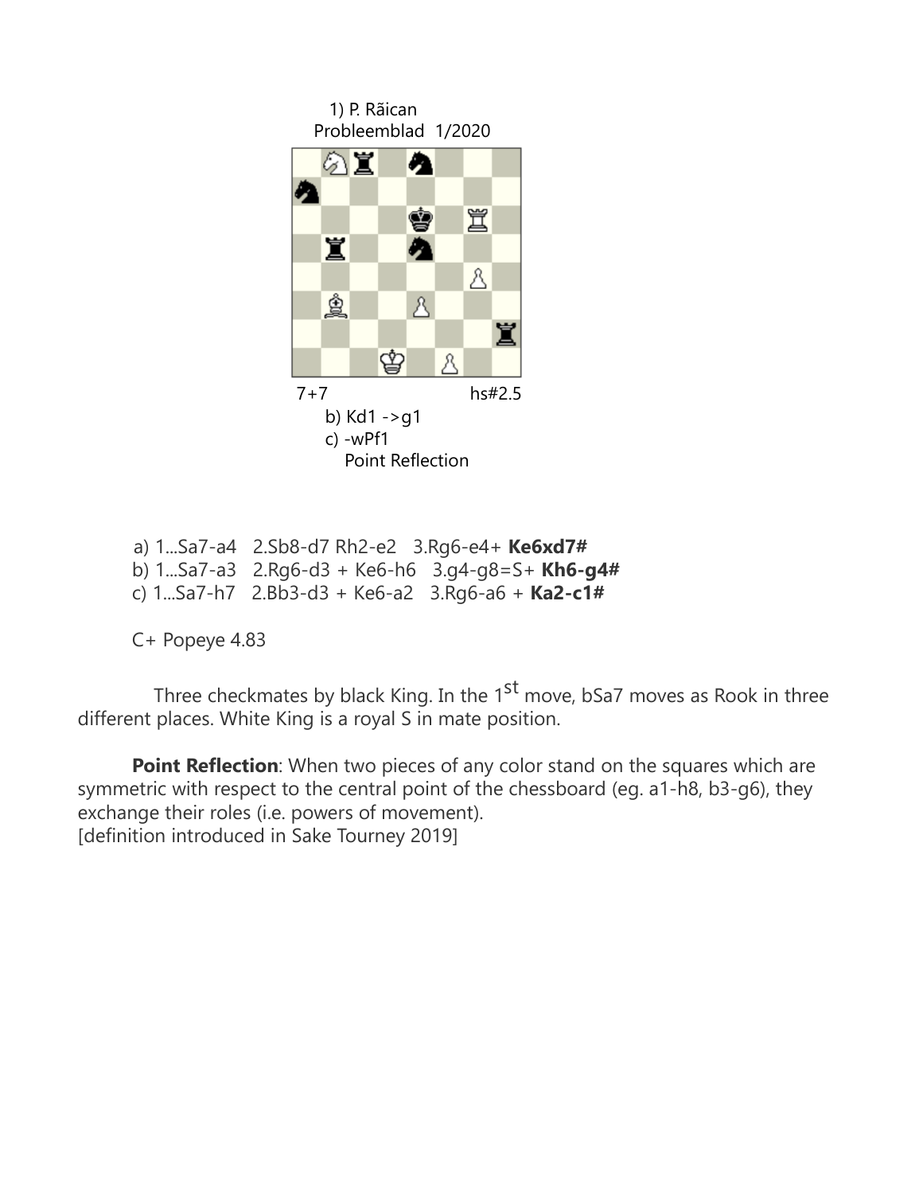1) P. Rãican
Probleemblad 1/2020

7+7 hs#2.5

b) Kd1 ->g1

c) -wPf1

Point Reflection

a) 1...Sa7-a4 2.Sb8-d7 Rh2-e2 3.Rg6-e4+ **Ke6xd7#**

b) 1...Sa7-a3 2.Rg6-d3 + Ke6-h6 3.g4-g8=S+ **Kh6-g4#**

c) 1...Sa7-h7 2.Bb3-d3 + Ke6-a2 3.Rg6-a6 + **Ka2-c1#**

C+ Popeye 4.83

Three checkmates by black King. In the 1st move, bSa7 moves as Rook in three different places. White King is a royal S in mate position.

**Point Reflection**: When two pieces of any color stand on the squares which are symmetric with respect to the central point of the chessboard (eg. a1-h8, b3-g6), they exchange their roles (i.e. powers of movement).
[definition introduced in Sake Tourney 2019]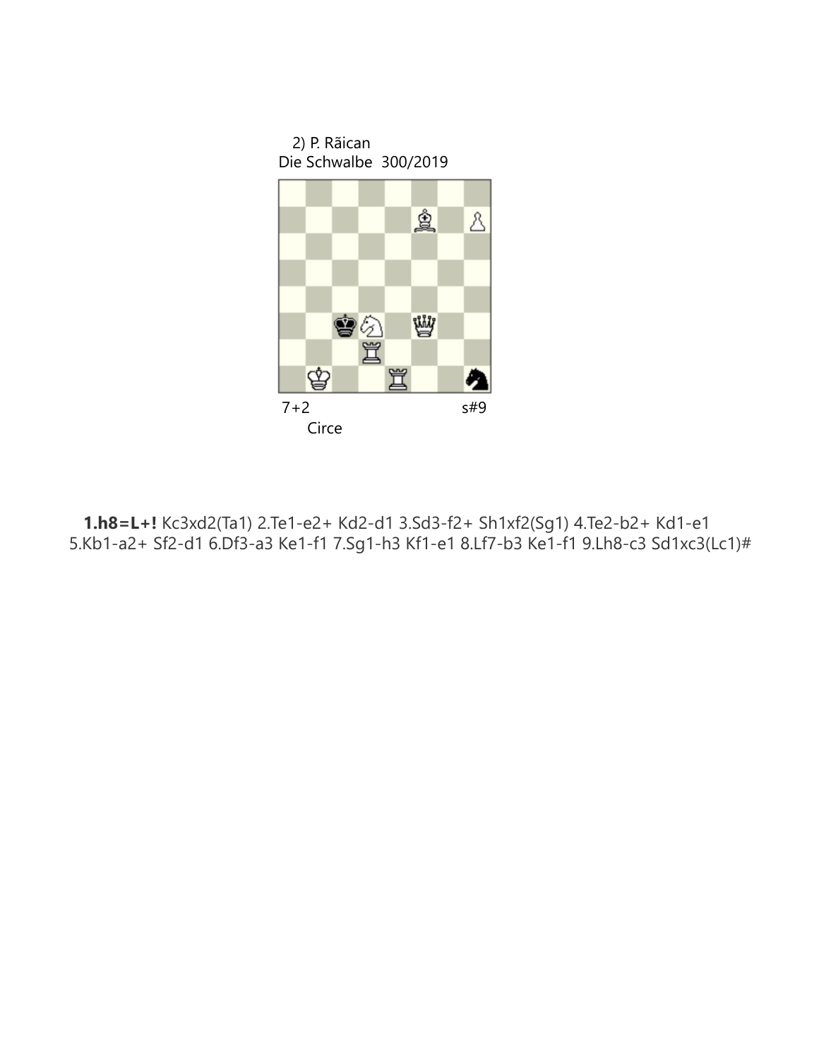2) P. Răican
Die Schwalbe 300/2019

7+2 s#9

Circe

**1.h8=L+!** Kc3xd2(Ta1) 2.Te1-e2+ Kd2-d1 3.Sd3-f2+ Sh1xf2(Sg1) 4.Te2-b2+ Kd1-e1 5.Kb1-a2+ Sf2-d1 6.Df3-a3 Ke1-f1 7.Sg1-h3 Kf1-e1 8.Lf7-b3 Ke1-f1 9.Lh8-c3 Sd1xc3(Lc1)#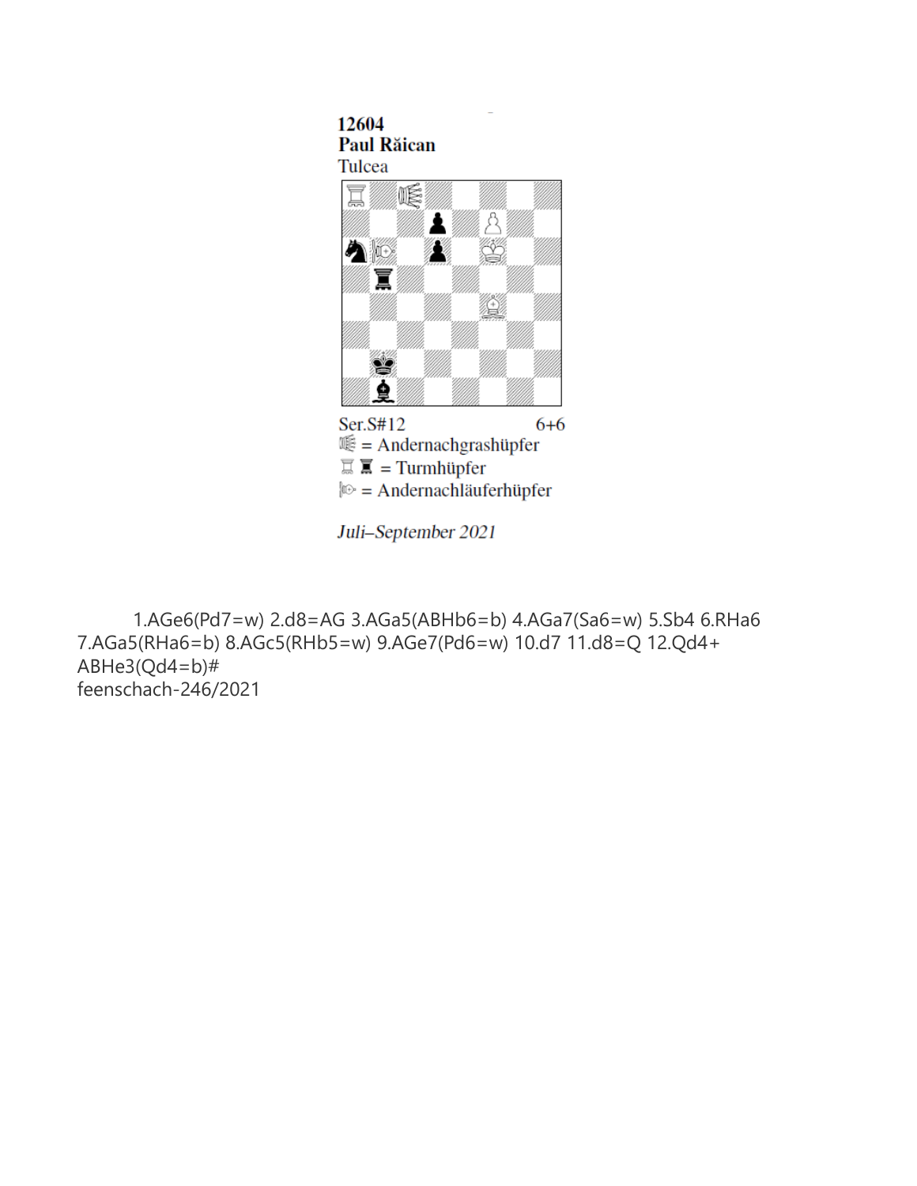**12604**
**Paul Răican**
Tulcea

Ser.S#12 6+6

= Andernachgrashüpfer

= Turmhüpfer

= Andernachläuferhüpfer

*Juli–September 2021*

1.AGe6(Pd7=w) 2.d8=AG 3.AGa5(ABHb6=b) 4.AGa7(Sa6=w) 5.Sb4 6.RHa6 7.AGa5(RHa6=b) 8.AGc5(RHb5=w) 9.AGe7(Pd6=w) 10.d7 11.d8=Q 12.Qd4+ ABHe3(Qd4=b)#

feenschach-246/2021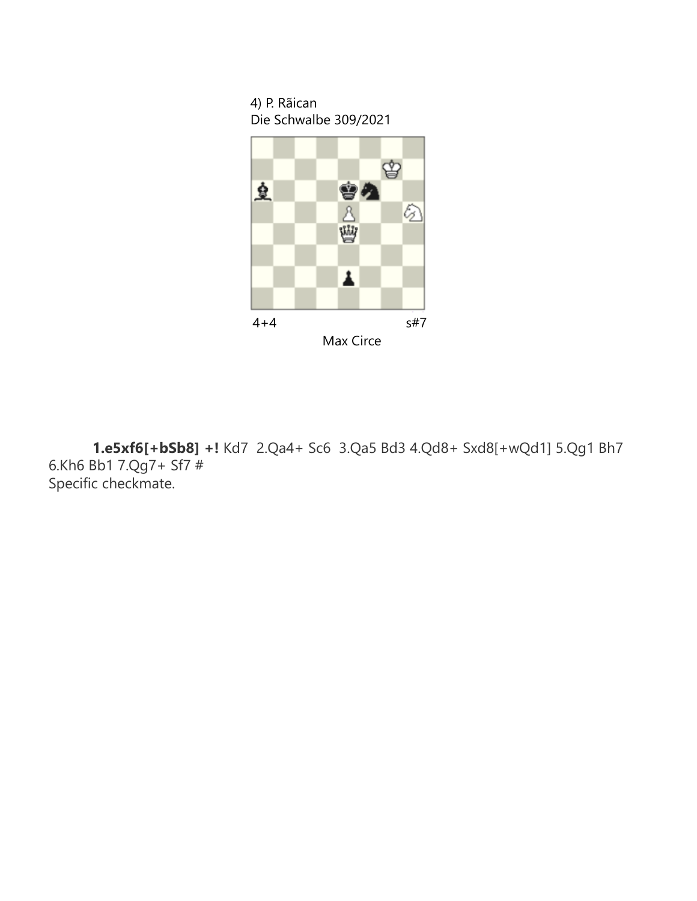4) P. Rãican
Die Schwalbe 309/2021

4+4 s#7

Max Circe

**1.e5xf6[+bSb8] +!** Kd7 2.Qa4+ Sc6 3.Qa5 Bd3 4.Qd8+ Sxd8[+wQd1] 5.Qg1 Bh7 6.Kh6 Bb1 7.Qg7+ Sf7 #
Specific checkmate.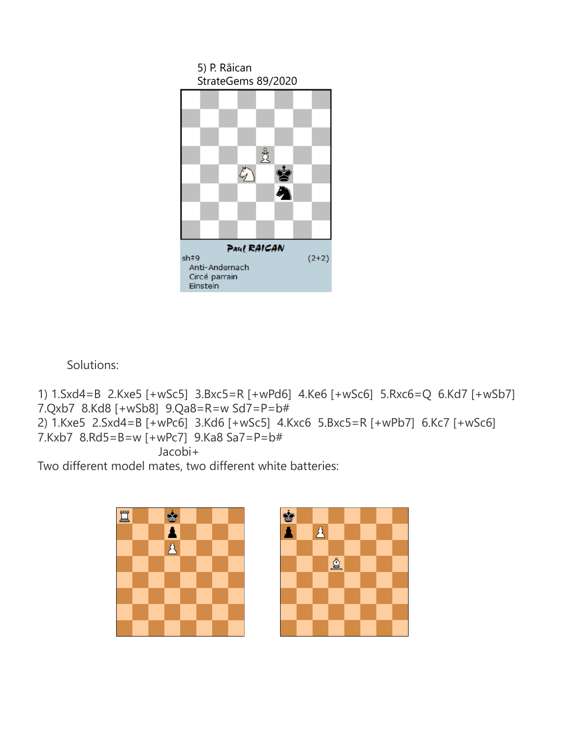5) P. Răican
StrateGems 89/2020

Paul RAICAN

sh‡9 (2+2)

Anti-Andernach
Circé parrain
Einstein

Solutions:

1) 1.Sxd4=B 2.Kxe5 [+wSc5] 3.Bxc5=R [+wPd6] 4.Ke6 [+wSc6] 5.Rxc6=Q 6.Kd7 [+wSb7] 7.Qxb7 8.Kd8 [+wSb8] 9.Qa8=R=w Sd7=P=b#

2) 1.Kxe5 2.Sxd4=B [+wPc6] 3.Kd6 [+wSc5] 4.Kxc6 5.Bxc5=R [+wPb7] 6.Kc7 [+wSc6] 7.Kxb7 8.Rd5=B=w [+wPc7] 9.Ka8 Sa7=P=b#

Jacobi+

Two different model mates, two different white batteries: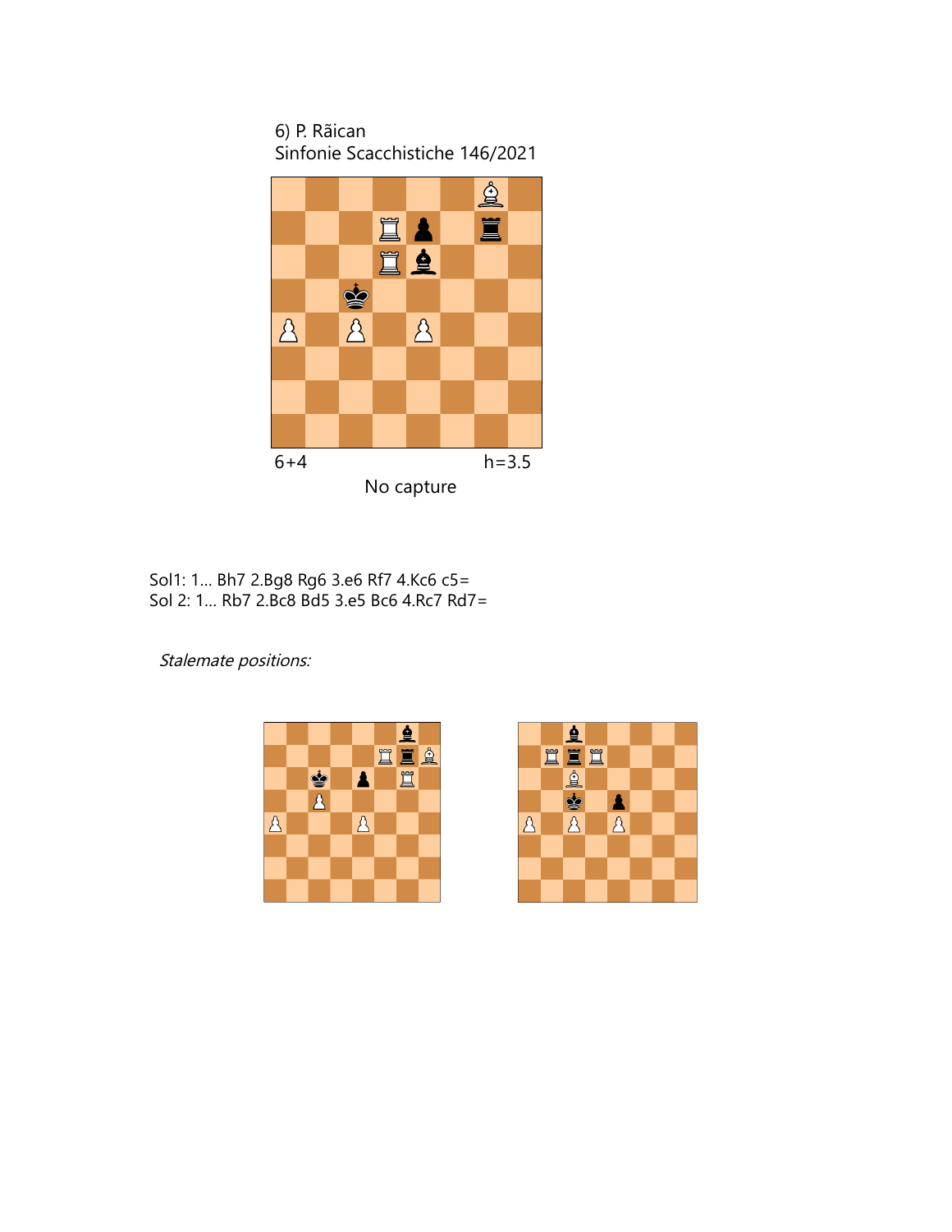6) P. Rãican
Sinfonie Scacchistiche 146/2021

6+4 h=3.5

No capture

Sol1: 1… Bh7 2.Bg8 Rg6 3.e6 Rf7 4.Kc6 c5=
Sol 2: 1… Rb7 2.Bc8 Bd5 3.e5 Bc6 4.Rc7 Rd7=

*Stalemate positions:*